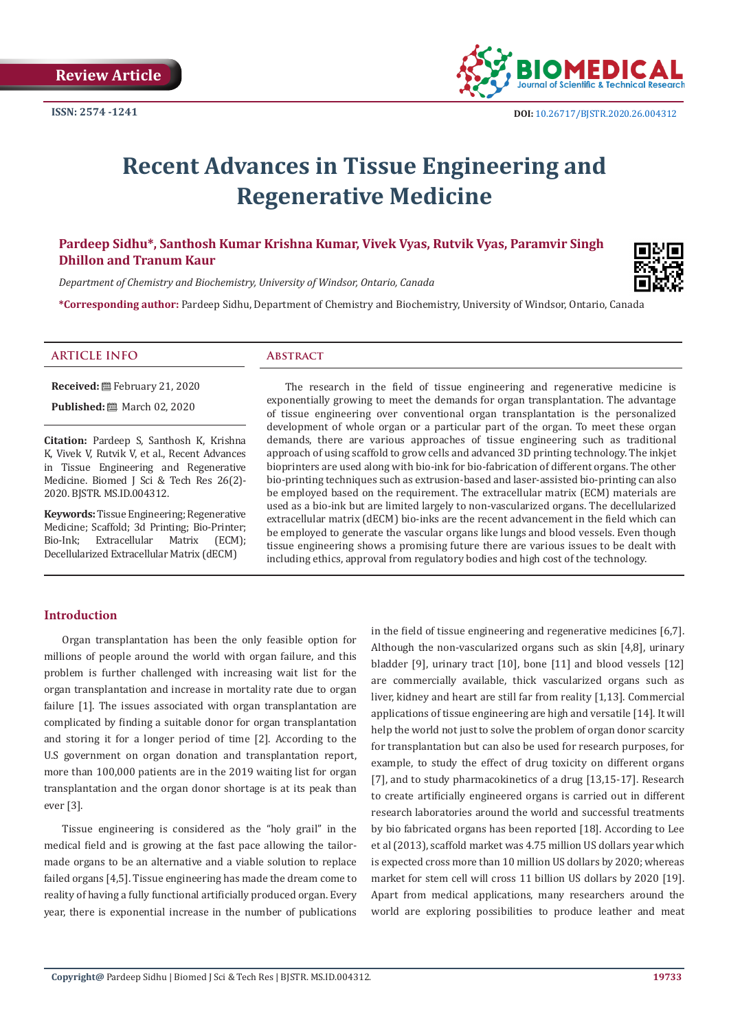Review Article

ISSN: 2574 -1241

DOI: 10.26717/BJSTR.2020.26.004312

# Recent Advances in Tissue Engineering and Regenerative Medicine

**Pardeep Sidhu\*, Santhosh Kumar Krishna Kumar, Vivek Vyas, Rutvik Vyas, Paramvir Singh Dhillon and Tranum Kaur**

*Department of Chemistry and Biochemistry, University of Windsor, Ontario, Canada*

**\*Corresponding author:** Pardeep Sidhu, Department of Chemistry and Biochemistry, University of Windsor, Ontario, Canada

## ARTICLE INFO

**Received:** February 21, 2020

**Published:** March 02, 2020

**Citation:** Pardeep S, Santhosh K, Krishna K, Vivek V, Rutvik V, et al., Recent Advances in Tissue Engineering and Regenerative Medicine. Biomed J Sci & Tech Res 26(2)-2020. BJSTR. MS.ID.004312.

**Keywords:** Tissue Engineering; Regenerative Medicine; Scaffold; 3d Printing; Bio-Printer; Bio-Ink; Extracellular Matrix (ECM); Decellularized Extracellular Matrix (dECM)

## Abstract

The research in the field of tissue engineering and regenerative medicine is exponentially growing to meet the demands for organ transplantation. The advantage of tissue engineering over conventional organ transplantation is the personalized development of whole organ or a particular part of the organ. To meet these organ demands, there are various approaches of tissue engineering such as traditional approach of using scaffold to grow cells and advanced 3D printing technology. The inkjet bioprinters are used along with bio-ink for bio-fabrication of different organs. The other bio-printing techniques such as extrusion-based and laser-assisted bio-printing can also be employed based on the requirement. The extracellular matrix (ECM) materials are used as a bio-ink but are limited largely to non-vascularized organs. The decellularized extracellular matrix (dECM) bio-inks are the recent advancement in the field which can be employed to generate the vascular organs like lungs and blood vessels. Even though tissue engineering shows a promising future there are various issues to be dealt with including ethics, approval from regulatory bodies and high cost of the technology.

## Introduction

Organ transplantation has been the only feasible option for millions of people around the world with organ failure, and this problem is further challenged with increasing wait list for the organ transplantation and increase in mortality rate due to organ failure [1]. The issues associated with organ transplantation are complicated by finding a suitable donor for organ transplantation and storing it for a longer period of time [2]. According to the U.S government on organ donation and transplantation report, more than 100,000 patients are in the 2019 waiting list for organ transplantation and the organ donor shortage is at its peak than ever [3].

Tissue engineering is considered as the "holy grail" in the medical field and is growing at the fast pace allowing the tailor-made organs to be an alternative and a viable solution to replace failed organs [4,5]. Tissue engineering has made the dream come to reality of having a fully functional artificially produced organ. Every year, there is exponential increase in the number of publications in the field of tissue engineering and regenerative medicines [6,7]. Although the non-vascularized organs such as skin [4,8], urinary bladder [9], urinary tract [10], bone [11] and blood vessels [12] are commercially available, thick vascularized organs such as liver, kidney and heart are still far from reality [1,13]. Commercial applications of tissue engineering are high and versatile [14]. It will help the world not just to solve the problem of organ donor scarcity for transplantation but can also be used for research purposes, for example, to study the effect of drug toxicity on different organs [7], and to study pharmacokinetics of a drug [13,15-17]. Research to create artificially engineered organs is carried out in different research laboratories around the world and successful treatments by bio fabricated organs has been reported [18]. According to Lee et al (2013), scaffold market was 4.75 million US dollars year which is expected cross more than 10 million US dollars by 2020; whereas market for stem cell will cross 11 billion US dollars by 2020 [19]. Apart from medical applications, many researchers around the world are exploring possibilities to produce leather and meat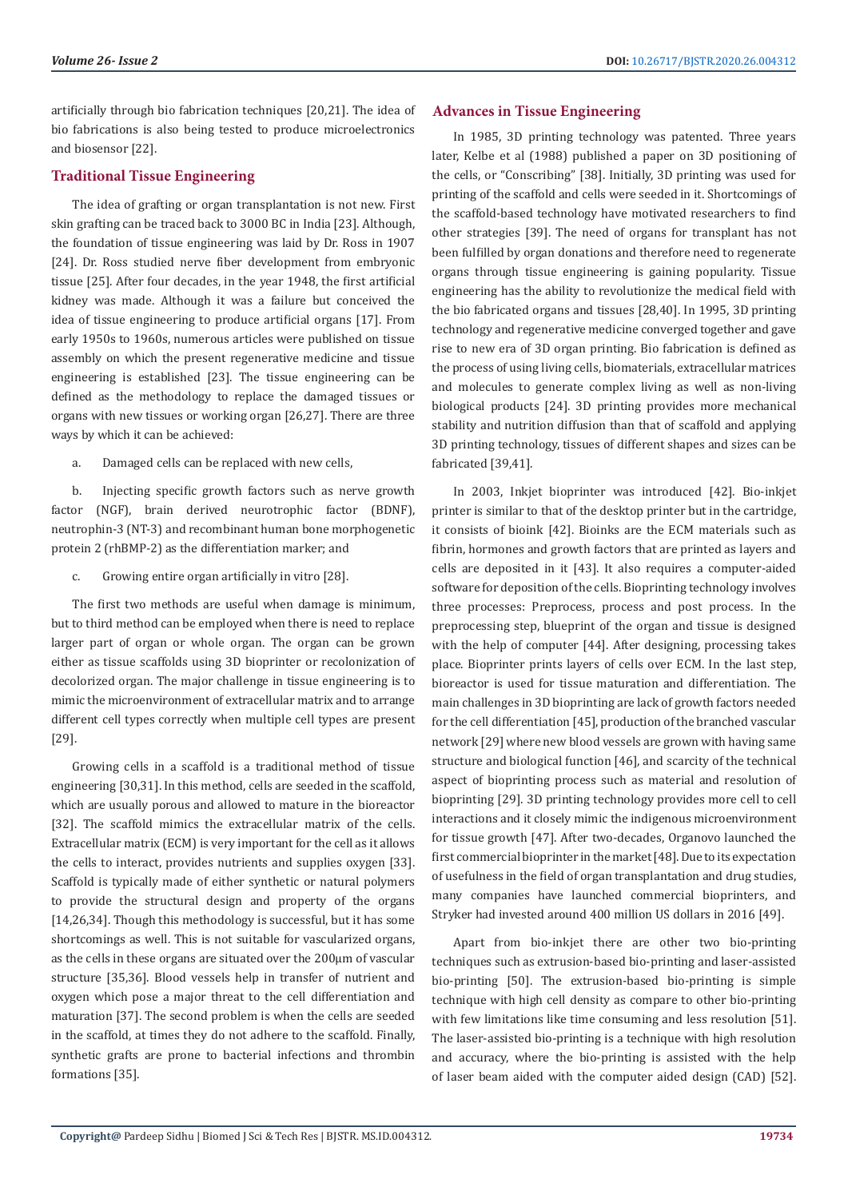artificially through bio fabrication techniques [20,21]. The idea of bio fabrications is also being tested to produce microelectronics and biosensor [22].

## Traditional Tissue Engineering

The idea of grafting or organ transplantation is not new. First skin grafting can be traced back to 3000 BC in India [23]. Although, the foundation of tissue engineering was laid by Dr. Ross in 1907 [24]. Dr. Ross studied nerve fiber development from embryonic tissue [25]. After four decades, in the year 1948, the first artificial kidney was made. Although it was a failure but conceived the idea of tissue engineering to produce artificial organs [17]. From early 1950s to 1960s, numerous articles were published on tissue assembly on which the present regenerative medicine and tissue engineering is established [23]. The tissue engineering can be defined as the methodology to replace the damaged tissues or organs with new tissues or working organ [26,27]. There are three ways by which it can be achieved:

a. Damaged cells can be replaced with new cells,

b. Injecting specific growth factors such as nerve growth factor (NGF), brain derived neurotrophic factor (BDNF), neutrophin-3 (NT-3) and recombinant human bone morphogenetic protein 2 (rhBMP-2) as the differentiation marker; and

c. Growing entire organ artificially in vitro [28].

The first two methods are useful when damage is minimum, but to third method can be employed when there is need to replace larger part of organ or whole organ. The organ can be grown either as tissue scaffolds using 3D bioprinter or recolonization of decolorized organ. The major challenge in tissue engineering is to mimic the microenvironment of extracellular matrix and to arrange different cell types correctly when multiple cell types are present [29].

Growing cells in a scaffold is a traditional method of tissue engineering [30,31]. In this method, cells are seeded in the scaffold, which are usually porous and allowed to mature in the bioreactor [32]. The scaffold mimics the extracellular matrix of the cells. Extracellular matrix (ECM) is very important for the cell as it allows the cells to interact, provides nutrients and supplies oxygen [33]. Scaffold is typically made of either synthetic or natural polymers to provide the structural design and property of the organs [14,26,34]. Though this methodology is successful, but it has some shortcomings as well. This is not suitable for vascularized organs, as the cells in these organs are situated over the 200μm of vascular structure [35,36]. Blood vessels help in transfer of nutrient and oxygen which pose a major threat to the cell differentiation and maturation [37]. The second problem is when the cells are seeded in the scaffold, at times they do not adhere to the scaffold. Finally, synthetic grafts are prone to bacterial infections and thrombin formations [35].

## Advances in Tissue Engineering

In 1985, 3D printing technology was patented. Three years later, Kelbe et al (1988) published a paper on 3D positioning of the cells, or "Conscribing" [38]. Initially, 3D printing was used for printing of the scaffold and cells were seeded in it. Shortcomings of the scaffold-based technology have motivated researchers to find other strategies [39]. The need of organs for transplant has not been fulfilled by organ donations and therefore need to regenerate organs through tissue engineering is gaining popularity. Tissue engineering has the ability to revolutionize the medical field with the bio fabricated organs and tissues [28,40]. In 1995, 3D printing technology and regenerative medicine converged together and gave rise to new era of 3D organ printing. Bio fabrication is defined as the process of using living cells, biomaterials, extracellular matrices and molecules to generate complex living as well as non-living biological products [24]. 3D printing provides more mechanical stability and nutrition diffusion than that of scaffold and applying 3D printing technology, tissues of different shapes and sizes can be fabricated [39,41].

In 2003, Inkjet bioprinter was introduced [42]. Bio-inkjet printer is similar to that of the desktop printer but in the cartridge, it consists of bioink [42]. Bioinks are the ECM materials such as fibrin, hormones and growth factors that are printed as layers and cells are deposited in it [43]. It also requires a computer-aided software for deposition of the cells. Bioprinting technology involves three processes: Preprocess, process and post process. In the preprocessing step, blueprint of the organ and tissue is designed with the help of computer [44]. After designing, processing takes place. Bioprinter prints layers of cells over ECM. In the last step, bioreactor is used for tissue maturation and differentiation. The main challenges in 3D bioprinting are lack of growth factors needed for the cell differentiation [45], production of the branched vascular network [29] where new blood vessels are grown with having same structure and biological function [46], and scarcity of the technical aspect of bioprinting process such as material and resolution of bioprinting [29]. 3D printing technology provides more cell to cell interactions and it closely mimic the indigenous microenvironment for tissue growth [47]. After two-decades, Organovo launched the first commercial bioprinter in the market [48]. Due to its expectation of usefulness in the field of organ transplantation and drug studies, many companies have launched commercial bioprinters, and Stryker had invested around 400 million US dollars in 2016 [49].

Apart from bio-inkjet there are other two bio-printing techniques such as extrusion-based bio-printing and laser-assisted bio-printing [50]. The extrusion-based bio-printing is simple technique with high cell density as compare to other bio-printing with few limitations like time consuming and less resolution [51]. The laser-assisted bio-printing is a technique with high resolution and accuracy, where the bio-printing is assisted with the help of laser beam aided with the computer aided design (CAD) [52].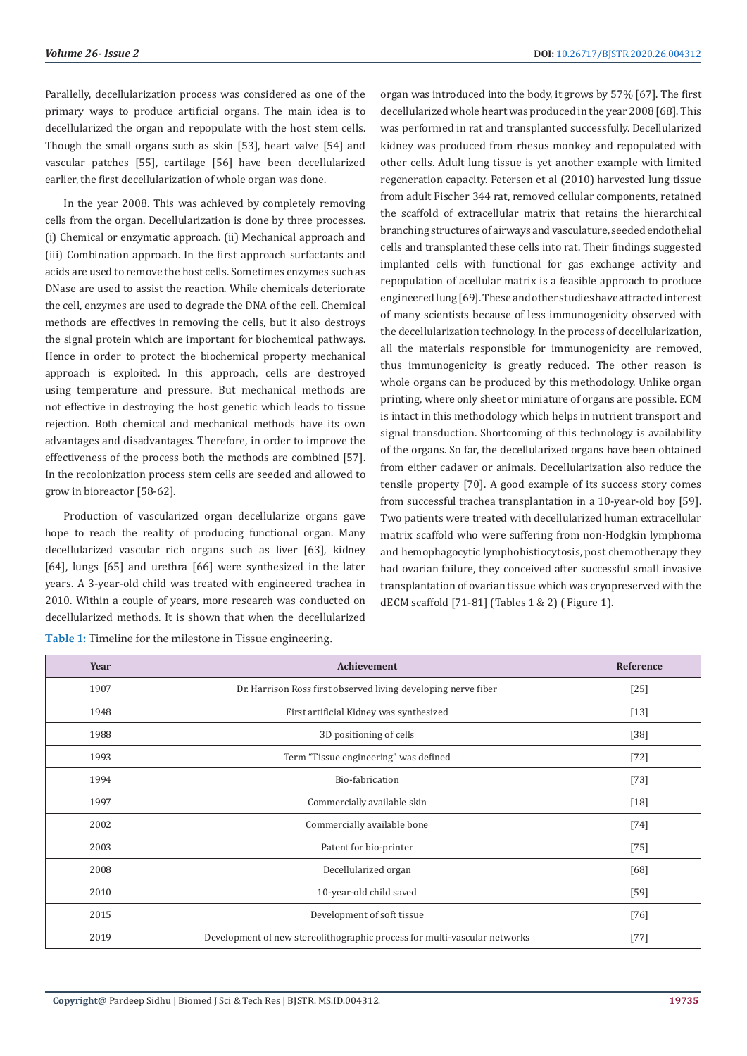Parallelly, decellularization process was considered as one of the primary ways to produce artificial organs. The main idea is to decellularized the organ and repopulate with the host stem cells. Though the small organs such as skin [53], heart valve [54] and vascular patches [55], cartilage [56] have been decellularized earlier, the first decellularization of whole organ was done.

In the year 2008. This was achieved by completely removing cells from the organ. Decellularization is done by three processes. (i) Chemical or enzymatic approach. (ii) Mechanical approach and (iii) Combination approach. In the first approach surfactants and acids are used to remove the host cells. Sometimes enzymes such as DNase are used to assist the reaction. While chemicals deteriorate the cell, enzymes are used to degrade the DNA of the cell. Chemical methods are effectives in removing the cells, but it also destroys the signal protein which are important for biochemical pathways. Hence in order to protect the biochemical property mechanical approach is exploited. In this approach, cells are destroyed using temperature and pressure. But mechanical methods are not effective in destroying the host genetic which leads to tissue rejection. Both chemical and mechanical methods have its own advantages and disadvantages. Therefore, in order to improve the effectiveness of the process both the methods are combined [57]. In the recolonization process stem cells are seeded and allowed to grow in bioreactor [58-62].

Production of vascularized organ decellularize organs gave hope to reach the reality of producing functional organ. Many decellularized vascular rich organs such as liver [63], kidney [64], lungs [65] and urethra [66] were synthesized in the later years. A 3-year-old child was treated with engineered trachea in 2010. Within a couple of years, more research was conducted on decellularized methods. It is shown that when the decellularized organ was introduced into the body, it grows by 57% [67]. The first decellularized whole heart was produced in the year 2008 [68]. This was performed in rat and transplanted successfully. Decellularized kidney was produced from rhesus monkey and repopulated with other cells. Adult lung tissue is yet another example with limited regeneration capacity. Petersen et al (2010) harvested lung tissue from adult Fischer 344 rat, removed cellular components, retained the scaffold of extracellular matrix that retains the hierarchical branching structures of airways and vasculature, seeded endothelial cells and transplanted these cells into rat. Their findings suggested implanted cells with functional for gas exchange activity and repopulation of acellular matrix is a feasible approach to produce engineered lung [69]. These and other studies have attracted interest of many scientists because of less immunogenicity observed with the decellularization technology. In the process of decellularization, all the materials responsible for immunogenicity are removed, thus immunogenicity is greatly reduced. The other reason is whole organs can be produced by this methodology. Unlike organ printing, where only sheet or miniature of organs are possible. ECM is intact in this methodology which helps in nutrient transport and signal transduction. Shortcoming of this technology is availability of the organs. So far, the decellularized organs have been obtained from either cadaver or animals. Decellularization also reduce the tensile property [70]. A good example of its success story comes from successful trachea transplantation in a 10-year-old boy [59]. Two patients were treated with decellularized human extracellular matrix scaffold who were suffering from non-Hodgkin lymphoma and hemophagocytic lymphohistiocytosis, post chemotherapy they had ovarian failure, they conceived after successful small invasive transplantation of ovarian tissue which was cryopreserved with the dECM scaffold [71-81] (Tables 1 & 2) ( Figure 1).

**Table 1:** Timeline for the milestone in Tissue engineering.

| Year | Achievement | Reference |
|---|---|---|
| 1907 | Dr. Harrison Ross first observed living developing nerve fiber | [25] |
| 1948 | First artificial Kidney was synthesized | [13] |
| 1988 | 3D positioning of cells | [38] |
| 1993 | Term "Tissue engineering" was defined | [72] |
| 1994 | Bio-fabrication | [73] |
| 1997 | Commercially available skin | [18] |
| 2002 | Commercially available bone | [74] |
| 2003 | Patent for bio-printer | [75] |
| 2008 | Decellularized organ | [68] |
| 2010 | 10-year-old child saved | [59] |
| 2015 | Development of soft tissue | [76] |
| 2019 | Development of new stereolithographic process for multi-vascular networks | [77] |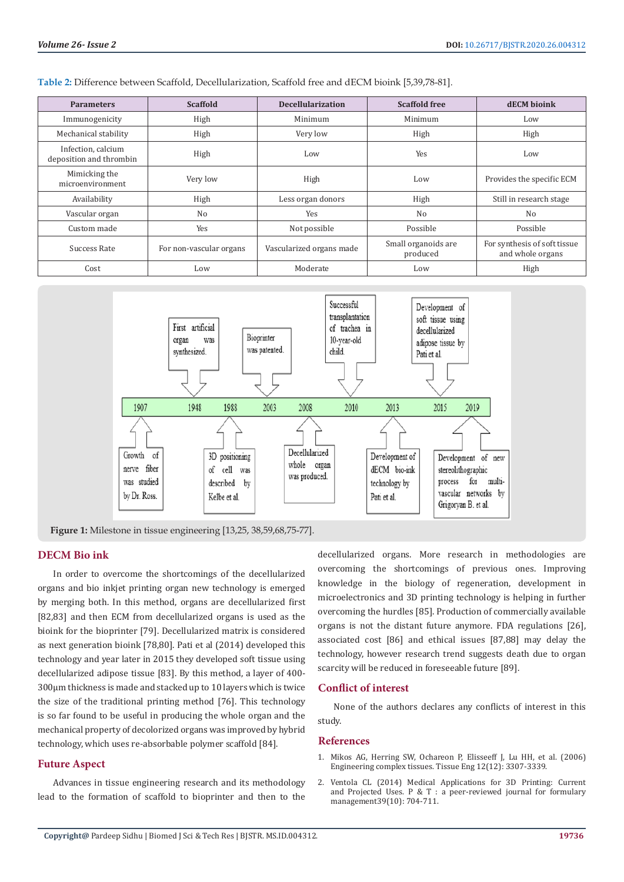**Table 2:** Difference between Scaffold, Decellularization, Scaffold free and dECM bioink [5,39,78-81].

| Parameters | Scaffold | Decellularization | Scaffold free | dECM bioink |
|---|---|---|---|---|
| Immunogenicity | High | Minimum | Minimum | Low |
| Mechanical stability | High | Very low | High | High |
| Infection, calcium deposition and thrombin | High | Low | Yes | Low |
| Mimicking the microenvironment | Very low | High | Low | Provides the specific ECM |
| Availability | High | Less organ donors | High | Still in research stage |
| Vascular organ | No | Yes | No | No |
| Custom made | Yes | Not possible | Possible | Possible |
| Success Rate | For non-vascular organs | Vascularized organs made | Small organoids are produced | For synthesis of soft tissue and whole organs |
| Cost | Low | Moderate | Low | High |

**Figure 1:** Milestone in tissue engineering [13,25, 38,59,68,75-77].

## DECM Bio ink

In order to overcome the shortcomings of the decellularized organs and bio inkjet printing organ new technology is emerged by merging both. In this method, organs are decellularized first [82,83] and then ECM from decellularized organs is used as the bioink for the bioprinter [79]. Decellularized matrix is considered as next generation bioink [78,80]. Pati et al (2014) developed this technology and year later in 2015 they developed soft tissue using decellularized adipose tissue [83]. By this method, a layer of 400-300µm thickness is made and stacked up to 10 layers which is twice the size of the traditional printing method [76]. This technology is so far found to be useful in producing the whole organ and the mechanical property of decolorized organs was improved by hybrid technology, which uses re-absorbable polymer scaffold [84].

## Future Aspect

Advances in tissue engineering research and its methodology lead to the formation of scaffold to bioprinter and then to the decellularized organs. More research in methodologies are overcoming the shortcomings of previous ones. Improving knowledge in the biology of regeneration, development in microelectronics and 3D printing technology is helping in further overcoming the hurdles [85]. Production of commercially available organs is not the distant future anymore. FDA regulations [26], associated cost [86] and ethical issues [87,88] may delay the technology, however research trend suggests death due to organ scarcity will be reduced in foreseeable future [89].

## Conflict of interest

None of the authors declares any conflicts of interest in this study.

## References

1. Mikos AG, Herring SW, Ochareon P, Elisseeff J, Lu HH, et al. (2006) Engineering complex tissues. Tissue Eng 12(12): 3307-3339.
2. Ventola CL (2014) Medical Applications for 3D Printing: Current and Projected Uses. P & T : a peer-reviewed journal for formulary management39(10): 704-711.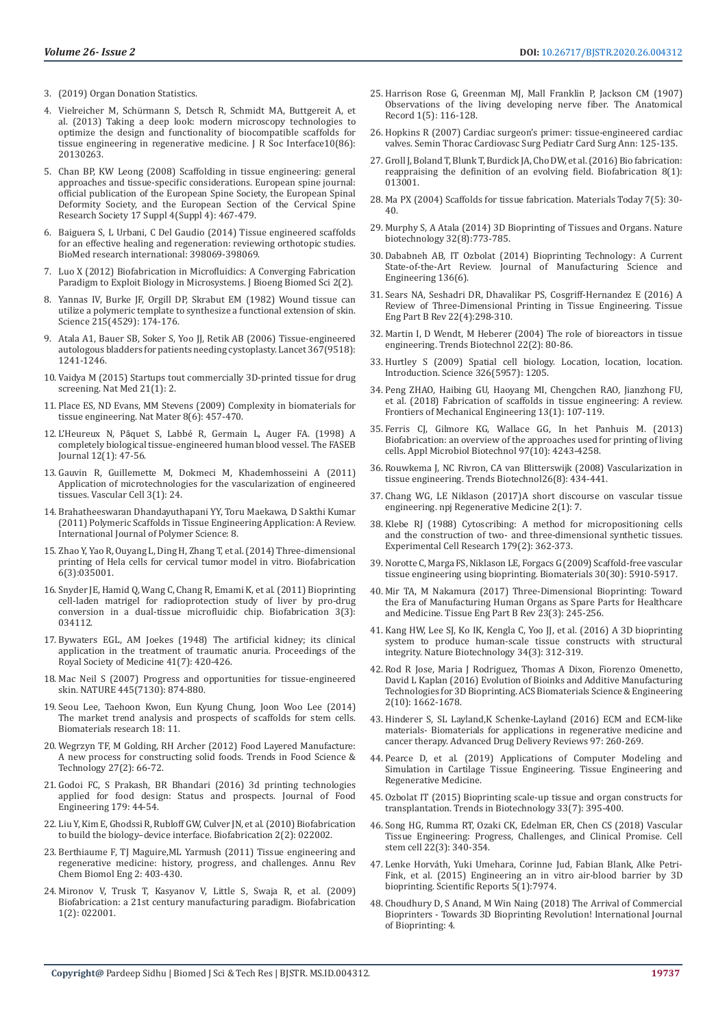3. (2019) Organ Donation Statistics.
4. Vielreicher M, Schürmann S, Detsch R, Schmidt MA, Buttgereit A, et al. (2013) Taking a deep look: modern microscopy technologies to optimize the design and functionality of biocompatible scaffolds for tissue engineering in regenerative medicine. J R Soc Interface10(86): 20130263.
5. Chan BP, KW Leong (2008) Scaffolding in tissue engineering: general approaches and tissue-specific considerations. European spine journal: official publication of the European Spine Society, the European Spinal Deformity Society, and the European Section of the Cervical Spine Research Society 17 Suppl 4(Suppl 4): 467-479.
6. Baiguera S, L Urbani, C Del Gaudio (2014) Tissue engineered scaffolds for an effective healing and regeneration: reviewing orthotopic studies. BioMed research international: 398069-398069.
7. Luo X (2012) Biofabrication in Microfluidics: A Converging Fabrication Paradigm to Exploit Biology in Microsystems. J Bioeng Biomed Sci 2(2).
8. Yannas IV, Burke JF, Orgill DP, Skrabut EM (1982) Wound tissue can utilize a polymeric template to synthesize a functional extension of skin. Science 215(4529): 174-176.
9. Atala A1, Bauer SB, Soker S, Yoo JJ, Retik AB (2006) Tissue-engineered autologous bladders for patients needing cystoplasty. Lancet 367(9518): 1241-1246.
10. Vaidya M (2015) Startups tout commercially 3D-printed tissue for drug screening. Nat Med 21(1): 2.
11. Place ES, ND Evans, MM Stevens (2009) Complexity in biomaterials for tissue engineering. Nat Mater 8(6): 457-470.
12. L'Heureux N, Pâquet S, Labbé R, Germain L, Auger FA. (1998) A completely biological tissue-engineered human blood vessel. The FASEB Journal 12(1): 47-56.
13. Gauvin R, Guillemette M, Dokmeci M, Khademhosseini A (2011) Application of microtechnologies for the vascularization of engineered tissues. Vascular Cell 3(1): 24.
14. Brahatheeswaran Dhandayuthapani YY, Toru Maekawa, D Sakthi Kumar (2011) Polymeric Scaffolds in Tissue Engineering Application: A Review. International Journal of Polymer Science: 8.
15. Zhao Y, Yao R, Ouyang L, Ding H, Zhang T, et al. (2014) Three-dimensional printing of Hela cells for cervical tumor model in vitro. Biofabrication 6(3):035001.
16. Snyder JE, Hamid Q, Wang C, Chang R, Emami K, et al. (2011) Bioprinting cell-laden matrigel for radioprotection study of liver by pro-drug conversion in a dual-tissue microfluidic chip. Biofabrication 3(3): 034112.
17. Bywaters EGL, AM Joekes (1948) The artificial kidney; its clinical application in the treatment of traumatic anuria. Proceedings of the Royal Society of Medicine 41(7): 420-426.
18. Mac Neil S (2007) Progress and opportunities for tissue-engineered skin. NATURE 445(7130): 874-880.
19. Seou Lee, Taehoon Kwon, Eun Kyung Chung, Joon Woo Lee (2014) The market trend analysis and prospects of scaffolds for stem cells. Biomaterials research 18: 11.
20. Wegrzyn TF, M Golding, RH Archer (2012) Food Layered Manufacture: A new process for constructing solid foods. Trends in Food Science & Technology 27(2): 66-72.
21. Godoi FC, S Prakash, BR Bhandari (2016) 3d printing technologies applied for food design: Status and prospects. Journal of Food Engineering 179: 44-54.
22. Liu Y, Kim E, Ghodssi R, Rubloff GW, Culver JN, et al. (2010) Biofabrication to build the biology–device interface. Biofabrication 2(2): 022002.
23. Berthiaume F, TJ Maguire,ML Yarmush (2011) Tissue engineering and regenerative medicine: history, progress, and challenges. Annu Rev Chem Biomol Eng 2: 403-430.
24. Mironov V, Trusk T, Kasyanov V, Little S, Swaja R, et al. (2009) Biofabrication: a 21st century manufacturing paradigm. Biofabrication 1(2): 022001.
25. Harrison Rose G, Greenman MJ, Mall Franklin P, Jackson CM (1907) Observations of the living developing nerve fiber. The Anatomical Record 1(5): 116-128.
26. Hopkins R (2007) Cardiac surgeon's primer: tissue-engineered cardiac valves. Semin Thorac Cardiovasc Surg Pediatr Card Surg Ann: 125-135.
27. Groll J, Boland T, Blunk T, Burdick JA, Cho DW, et al. (2016) Bio fabrication: reappraising the definition of an evolving field. Biofabrication 8(1): 013001.
28. Ma PX (2004) Scaffolds for tissue fabrication. Materials Today 7(5): 30-40.
29. Murphy S, A Atala (2014) 3D Bioprinting of Tissues and Organs. Nature biotechnology 32(8):773-785.
30. Dababneh AB, IT Ozbolat (2014) Bioprinting Technology: A Current State-of-the-Art Review. Journal of Manufacturing Science and Engineering 136(6).
31. Sears NA, Seshadri DR, Dhavalikar PS, Cosgriff-Hernandez E (2016) A Review of Three-Dimensional Printing in Tissue Engineering. Tissue Eng Part B Rev 22(4):298-310.
32. Martin I, D Wendt, M Heberer (2004) The role of bioreactors in tissue engineering. Trends Biotechnol 22(2): 80-86.
33. Hurtley S (2009) Spatial cell biology. Location, location, location. Introduction. Science 326(5957): 1205.
34. Peng ZHAO, Haibing GU, Haoyang MI, Chengchen RAO, Jianzhong FU, et al. (2018) Fabrication of scaffolds in tissue engineering: A review. Frontiers of Mechanical Engineering 13(1): 107-119.
35. Ferris CJ, Gilmore KG, Wallace GG, In het Panhuis M. (2013) Biofabrication: an overview of the approaches used for printing of living cells. Appl Microbiol Biotechnol 97(10): 4243-4258.
36. Rouwkema J, NC Rivron, CA van Blitterswijk (2008) Vascularization in tissue engineering. Trends Biotechnol26(8): 434-441.
37. Chang WG, LE Niklason (2017)A short discourse on vascular tissue engineering. npj Regenerative Medicine 2(1): 7.
38. Klebe RJ (1988) Cytoscribing: A method for micropositioning cells and the construction of two- and three-dimensional synthetic tissues. Experimental Cell Research 179(2): 362-373.
39. Norotte C, Marga FS, Niklason LE, Forgacs G (2009) Scaffold-free vascular tissue engineering using bioprinting. Biomaterials 30(30): 5910-5917.
40. Mir TA, M Nakamura (2017) Three-Dimensional Bioprinting: Toward the Era of Manufacturing Human Organs as Spare Parts for Healthcare and Medicine. Tissue Eng Part B Rev 23(3): 245-256.
41. Kang HW, Lee SJ, Ko IK, Kengla C, Yoo JJ, et al. (2016) A 3D bioprinting system to produce human-scale tissue constructs with structural integrity. Nature Biotechnology 34(3): 312-319.
42. Rod R Jose, Maria J Rodriguez, Thomas A Dixon, Fiorenzo Omenetto, David L Kaplan (2016) Evolution of Bioinks and Additive Manufacturing Technologies for 3D Bioprinting. ACS Biomaterials Science & Engineering 2(10): 1662-1678.
43. Hinderer S, SL Layland,K Schenke-Layland (2016) ECM and ECM-like materials- Biomaterials for applications in regenerative medicine and cancer therapy. Advanced Drug Delivery Reviews 97: 260-269.
44. Pearce D, et al. (2019) Applications of Computer Modeling and Simulation in Cartilage Tissue Engineering. Tissue Engineering and Regenerative Medicine.
45. Ozbolat IT (2015) Bioprinting scale-up tissue and organ constructs for transplantation. Trends in Biotechnology 33(7): 395-400.
46. Song HG, Rumma RT, Ozaki CK, Edelman ER, Chen CS (2018) Vascular Tissue Engineering: Progress, Challenges, and Clinical Promise. Cell stem cell 22(3): 340-354.
47. Lenke Horváth, Yuki Umehara, Corinne Jud, Fabian Blank, Alke Petri-Fink, et al. (2015) Engineering an in vitro air-blood barrier by 3D bioprinting. Scientific Reports 5(1):7974.
48. Choudhury D, S Anand, M Win Naing (2018) The Arrival of Commercial Bioprinters - Towards 3D Bioprinting Revolution! International Journal of Bioprinting: 4.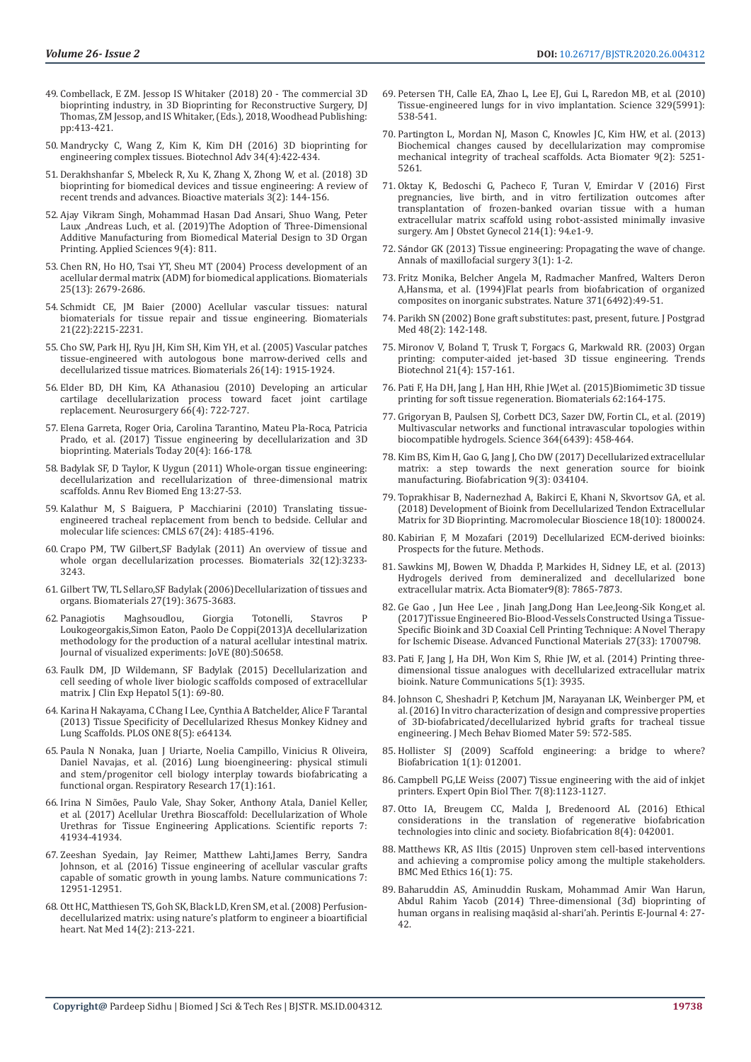49. Combellack, E ZM. Jessop IS Whitaker (2018) 20 - The commercial 3D bioprinting industry, in 3D Bioprinting for Reconstructive Surgery, DJ Thomas, ZM Jessop, and IS Whitaker, (Eds.), 2018, Woodhead Publishing: pp:413-421.

50. Mandrycky C, Wang Z, Kim K, Kim DH (2016) 3D bioprinting for engineering complex tissues. Biotechnol Adv 34(4):422-434.

51. Derakhshanfar S, Mbeleck R, Xu K, Zhang X, Zhong W, et al. (2018) 3D bioprinting for biomedical devices and tissue engineering: A review of recent trends and advances. Bioactive materials 3(2): 144-156.

52. Ajay Vikram Singh, Mohammad Hasan Dad Ansari, Shuo Wang, Peter Laux ,Andreas Luch, et al. (2019)The Adoption of Three-Dimensional Additive Manufacturing from Biomedical Material Design to 3D Organ Printing. Applied Sciences 9(4): 811.

53. Chen RN, Ho HO, Tsai YT, Sheu MT (2004) Process development of an acellular dermal matrix (ADM) for biomedical applications. Biomaterials 25(13): 2679-2686.

54. Schmidt CE, JM Baier (2000) Acellular vascular tissues: natural biomaterials for tissue repair and tissue engineering. Biomaterials 21(22):2215-2231.

55. Cho SW, Park HJ, Ryu JH, Kim SH, Kim YH, et al. (2005) Vascular patches tissue-engineered with autologous bone marrow-derived cells and decellularized tissue matrices. Biomaterials 26(14): 1915-1924.

56. Elder BD, DH Kim, KA Athanasiou (2010) Developing an articular cartilage decellularization process toward facet joint cartilage replacement. Neurosurgery 66(4): 722-727.

57. Elena Garreta, Roger Oria, Carolina Tarantino, Mateu Pla-Roca, Patricia Prado, et al. (2017) Tissue engineering by decellularization and 3D bioprinting. Materials Today 20(4): 166-178.

58. Badylak SF, D Taylor, K Uygun (2011) Whole-organ tissue engineering: decellularization and recellularization of three-dimensional matrix scaffolds. Annu Rev Biomed Eng 13:27-53.

59. Kalathur M, S Baiguera, P Macchiarini (2010) Translating tissue-engineered tracheal replacement from bench to bedside. Cellular and molecular life sciences: CMLS 67(24): 4185-4196.

60. Crapo PM, TW Gilbert,SF Badylak (2011) An overview of tissue and whole organ decellularization processes. Biomaterials 32(12):3233-3243.

61. Gilbert TW, TL Sellaro,SF Badylak (2006)Decellularization of tissues and organs. Biomaterials 27(19): 3675-3683.

62. Panagiotis Maghsoudlou, Giorgia Totonelli, Stavros P Loukogeorgakis,Simon Eaton, Paolo De Coppi(2013)A decellularization methodology for the production of a natural acellular intestinal matrix. Journal of visualized experiments: JoVE (80):50658.

63. Faulk DM, JD Wildemann, SF Badylak (2015) Decellularization and cell seeding of whole liver biologic scaffolds composed of extracellular matrix. J Clin Exp Hepatol 5(1): 69-80.

64. Karina H Nakayama, C Chang I Lee, Cynthia A Batchelder, Alice F Tarantal (2013) Tissue Specificity of Decellularized Rhesus Monkey Kidney and Lung Scaffolds. PLOS ONE 8(5): e64134.

65. Paula N Nonaka, Juan J Uriarte, Noelia Campillo, Vinicius R Oliveira, Daniel Navajas, et al. (2016) Lung bioengineering: physical stimuli and stem/progenitor cell biology interplay towards biofabricating a functional organ. Respiratory Research 17(1):161.

66. Irina N Simões, Paulo Vale, Shay Soker, Anthony Atala, Daniel Keller, et al. (2017) Acellular Urethra Bioscaffold: Decellularization of Whole Urethras for Tissue Engineering Applications. Scientific reports 7: 41934-41934.

67. Zeeshan Syedain, Jay Reimer, Matthew Lahti,James Berry, Sandra Johnson, et al. (2016) Tissue engineering of acellular vascular grafts capable of somatic growth in young lambs. Nature communications 7: 12951-12951.

68. Ott HC, Matthiesen TS, Goh SK, Black LD, Kren SM, et al. (2008) Perfusion-decellularized matrix: using nature's platform to engineer a bioartificial heart. Nat Med 14(2): 213-221.

69. Petersen TH, Calle EA, Zhao L, Lee EJ, Gui L, Raredon MB, et al. (2010) Tissue-engineered lungs for in vivo implantation. Science 329(5991): 538-541.

70. Partington L, Mordan NJ, Mason C, Knowles JC, Kim HW, et al. (2013) Biochemical changes caused by decellularization may compromise mechanical integrity of tracheal scaffolds. Acta Biomater 9(2): 5251-5261.

71. Oktay K, Bedoschi G, Pacheco F, Turan V, Emirdar V (2016) First pregnancies, live birth, and in vitro fertilization outcomes after transplantation of frozen-banked ovarian tissue with a human extracellular matrix scaffold using robot-assisted minimally invasive surgery. Am J Obstet Gynecol 214(1): 94.e1-9.

72. Sándor GK (2013) Tissue engineering: Propagating the wave of change. Annals of maxillofacial surgery 3(1): 1-2.

73. Fritz Monika, Belcher Angela M, Radmacher Manfred, Walters Deron A,Hansma, et al. (1994)Flat pearls from biofabrication of organized composites on inorganic substrates. Nature 371(6492):49-51.

74. Parikh SN (2002) Bone graft substitutes: past, present, future. J Postgrad Med 48(2): 142-148.

75. Mironov V, Boland T, Trusk T, Forgacs G, Markwald RR. (2003) Organ printing: computer-aided jet-based 3D tissue engineering. Trends Biotechnol 21(4): 157-161.

76. Pati F, Ha DH, Jang J, Han HH, Rhie JW,et al. (2015)Biomimetic 3D tissue printing for soft tissue regeneration. Biomaterials 62:164-175.

77. Grigoryan B, Paulsen SJ, Corbett DC3, Sazer DW, Fortin CL, et al. (2019) Multivascular networks and functional intravascular topologies within biocompatible hydrogels. Science 364(6439): 458-464.

78. Kim BS, Kim H, Gao G, Jang J, Cho DW (2017) Decellularized extracellular matrix: a step towards the next generation source for bioink manufacturing. Biofabrication 9(3): 034104.

79. Toprakhisar B, Nadernezhad A, Bakirci E, Khani N, Skvortsov GA, et al. (2018) Development of Bioink from Decellularized Tendon Extracellular Matrix for 3D Bioprinting. Macromolecular Bioscience 18(10): 1800024.

80. Kabirian F, M Mozafari (2019) Decellularized ECM-derived bioinks: Prospects for the future. Methods.

81. Sawkins MJ, Bowen W, Dhadda P, Markides H, Sidney LE, et al. (2013) Hydrogels derived from demineralized and decellularized bone extracellular matrix. Acta Biomater9(8): 7865-7873.

82. Ge Gao , Jun Hee Lee , Jinah Jang,Dong Han Lee,Jeong-Sik Kong,et al. (2017)Tissue Engineered Bio-Blood-Vessels Constructed Using a Tissue-Specific Bioink and 3D Coaxial Cell Printing Technique: A Novel Therapy for Ischemic Disease. Advanced Functional Materials 27(33): 1700798.

83. Pati F, Jang J, Ha DH, Won Kim S, Rhie JW, et al. (2014) Printing three-dimensional tissue analogues with decellularized extracellular matrix bioink. Nature Communications 5(1): 3935.

84. Johnson C, Sheshadri P, Ketchum JM, Narayanan LK, Weinberger PM, et al. (2016) In vitro characterization of design and compressive properties of 3D-biofabricated/decellularized hybrid grafts for tracheal tissue engineering. J Mech Behav Biomed Mater 59: 572-585.

85. Hollister SJ (2009) Scaffold engineering: a bridge to where? Biofabrication 1(1): 012001.

86. Campbell PG,LE Weiss (2007) Tissue engineering with the aid of inkjet printers. Expert Opin Biol Ther. 7(8):1123-1127.

87. Otto IA, Breugem CC, Malda J, Bredenoord AL (2016) Ethical considerations in the translation of regenerative biofabrication technologies into clinic and society. Biofabrication 8(4): 042001.

88. Matthews KR, AS Iltis (2015) Unproven stem cell-based interventions and achieving a compromise policy among the multiple stakeholders. BMC Med Ethics 16(1): 75.

89. Baharuddin AS, Aminuddin Ruskam, Mohammad Amir Wan Harun, Abdul Rahim Yacob (2014) Three-dimensional (3d) bioprinting of human organs in realising maqāsid al-shari'ah. Peritis E-Journal 4: 27-42.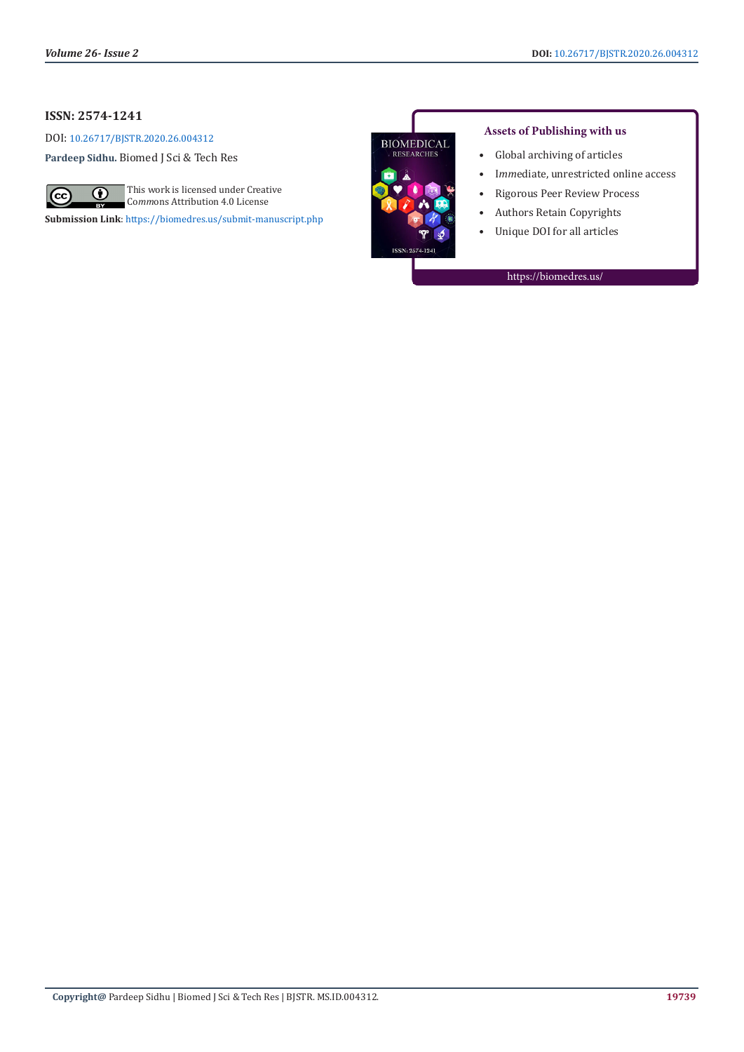**ISSN: 2574-1241**

DOI: 10.26717/BJSTR.2020.26.004312

**Pardeep Sidhu.** Biomed J Sci & Tech Res

This work is licensed under Creative Commons Attribution 4.0 License

**Submission Link**: https://biomedres.us/submit-manuscript.php

BIOMEDICAL RESEARCHES

ISSN: 2574-1241

### Assets of Publishing with us

- Global archiving of articles
- Immediate, unrestricted online access
- Rigorous Peer Review Process
- Authors Retain Copyrights
- Unique DOI for all articles

https://biomedres.us/